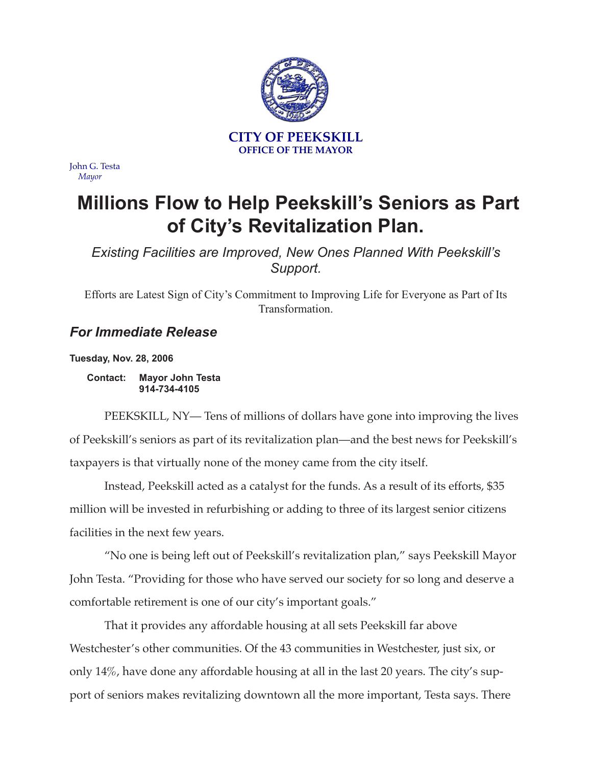**CITY OF PEEKSKILL**
**OFFICE OF THE MAYOR**

John G. Testa
*Mayor*

# Millions Flow to Help Peekskill's Seniors as Part of City's Revitalization Plan.

*Existing Facilities are Improved, New Ones Planned With Peekskill's Support.*

Efforts are Latest Sign of City's Commitment to Improving Life for Everyone as Part of Its Transformation.

## *For Immediate Release*

**Tuesday, Nov. 28, 2006**

**Contact: Mayor John Testa**
**914-734-4105**

PEEKSKILL, NY— Tens of millions of dollars have gone into improving the lives of Peekskill's seniors as part of its revitalization plan—and the best news for Peekskill's taxpayers is that virtually none of the money came from the city itself.

Instead, Peekskill acted as a catalyst for the funds. As a result of its efforts, $35 million will be invested in refurbishing or adding to three of its largest senior citizens facilities in the next few years.

"No one is being left out of Peekskill's revitalization plan," says Peekskill Mayor John Testa. "Providing for those who have served our society for so long and deserve a comfortable retirement is one of our city's important goals."

That it provides any affordable housing at all sets Peekskill far above Westchester's other communities. Of the 43 communities in Westchester, just six, or only 14%, have done any affordable housing at all in the last 20 years. The city's support of seniors makes revitalizing downtown all the more important, Testa says. There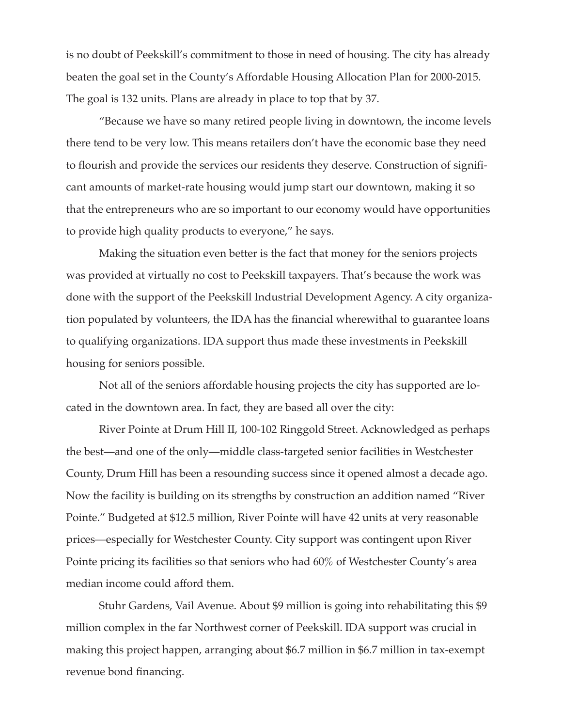is no doubt of Peekskill's commitment to those in need of housing. The city has already beaten the goal set in the County's Affordable Housing Allocation Plan for 2000-2015. The goal is 132 units. Plans are already in place to top that by 37.

"Because we have so many retired people living in downtown, the income levels there tend to be very low. This means retailers don't have the economic base they need to flourish and provide the services our residents they deserve. Construction of significant amounts of market-rate housing would jump start our downtown, making it so that the entrepreneurs who are so important to our economy would have opportunities to provide high quality products to everyone," he says.

Making the situation even better is the fact that money for the seniors projects was provided at virtually no cost to Peekskill taxpayers. That's because the work was done with the support of the Peekskill Industrial Development Agency. A city organization populated by volunteers, the IDA has the financial wherewithal to guarantee loans to qualifying organizations. IDA support thus made these investments in Peekskill housing for seniors possible.

Not all of the seniors affordable housing projects the city has supported are located in the downtown area. In fact, they are based all over the city:

River Pointe at Drum Hill II, 100-102 Ringgold Street. Acknowledged as perhaps the best—and one of the only—middle class-targeted senior facilities in Westchester County, Drum Hill has been a resounding success since it opened almost a decade ago. Now the facility is building on its strengths by construction an addition named "River Pointe." Budgeted at $12.5 million, River Pointe will have 42 units at very reasonable prices—especially for Westchester County. City support was contingent upon River Pointe pricing its facilities so that seniors who had 60% of Westchester County's area median income could afford them.

Stuhr Gardens, Vail Avenue. About $9 million is going into rehabilitating this $9 million complex in the far Northwest corner of Peekskill. IDA support was crucial in making this project happen, arranging about $6.7 million in $6.7 million in tax-exempt revenue bond financing.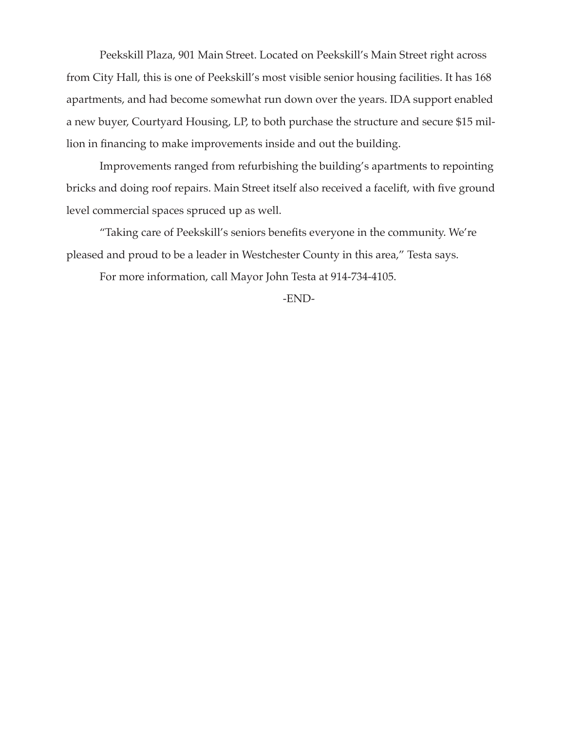Peekskill Plaza, 901 Main Street. Located on Peekskill's Main Street right across from City Hall, this is one of Peekskill's most visible senior housing facilities. It has 168 apartments, and had become somewhat run down over the years. IDA support enabled a new buyer, Courtyard Housing, LP, to both purchase the structure and secure $15 million in financing to make improvements inside and out the building.

Improvements ranged from refurbishing the building's apartments to repointing bricks and doing roof repairs. Main Street itself also received a facelift, with five ground level commercial spaces spruced up as well.

"Taking care of Peekskill's seniors benefits everyone in the community. We're pleased and proud to be a leader in Westchester County in this area," Testa says.

For more information, call Mayor John Testa at 914-734-4105.

-END-